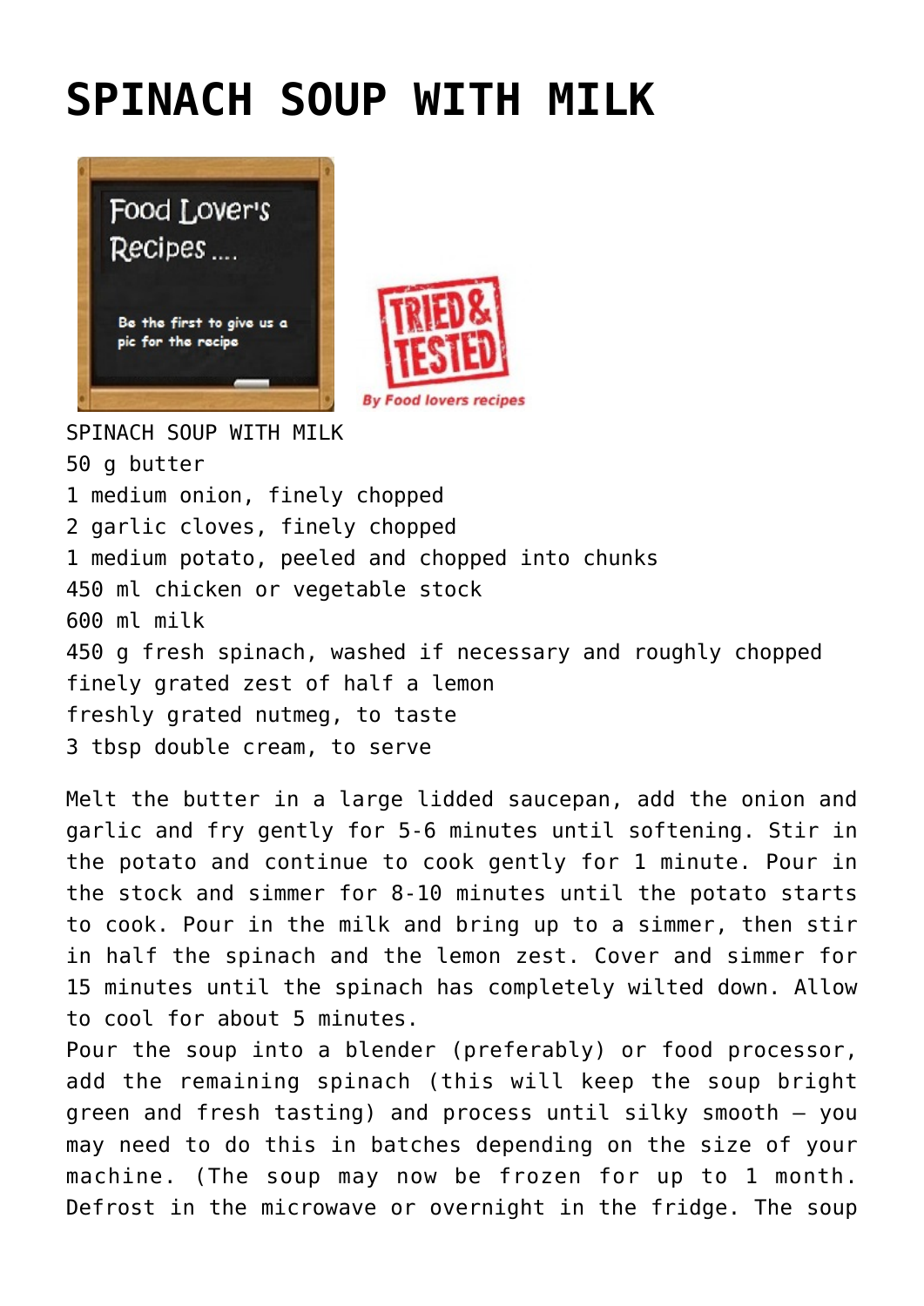# SPINACH SOUP WITH MILK

SPINACH SOUP WITH MILK
50 g butter
1 medium onion, finely chopped
2 garlic cloves, finely chopped
1 medium potato, peeled and chopped into chunks
450 ml chicken or vegetable stock
600 ml milk
450 g fresh spinach, washed if necessary and roughly chopped
finely grated zest of half a lemon
freshly grated nutmeg, to taste
3 tbsp double cream, to serve

Melt the butter in a large lidded saucepan, add the onion and garlic and fry gently for 5-6 minutes until softening. Stir in the potato and continue to cook gently for 1 minute. Pour in the stock and simmer for 8-10 minutes until the potato starts to cook. Pour in the milk and bring up to a simmer, then stir in half the spinach and the lemon zest. Cover and simmer for 15 minutes until the spinach has completely wilted down. Allow to cool for about 5 minutes.
Pour the soup into a blender (preferably) or food processor, add the remaining spinach (this will keep the soup bright green and fresh tasting) and process until silky smooth – you may need to do this in batches depending on the size of your machine. (The soup may now be frozen for up to 1 month. Defrost in the microwave or overnight in the fridge. The soup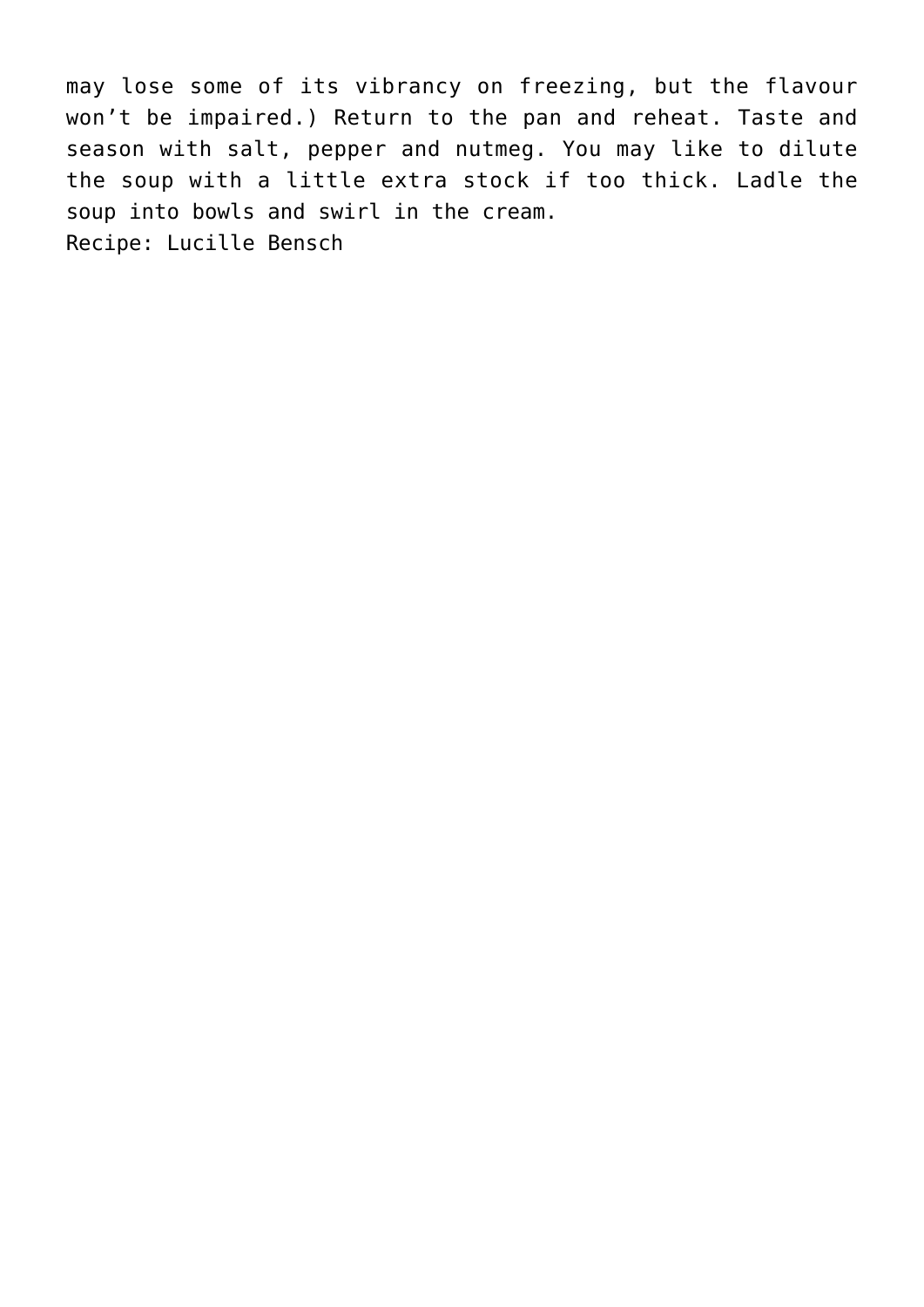may lose some of its vibrancy on freezing, but the flavour won't be impaired.) Return to the pan and reheat. Taste and season with salt, pepper and nutmeg. You may like to dilute the soup with a little extra stock if too thick. Ladle the soup into bowls and swirl in the cream.

Recipe: Lucille Bensch